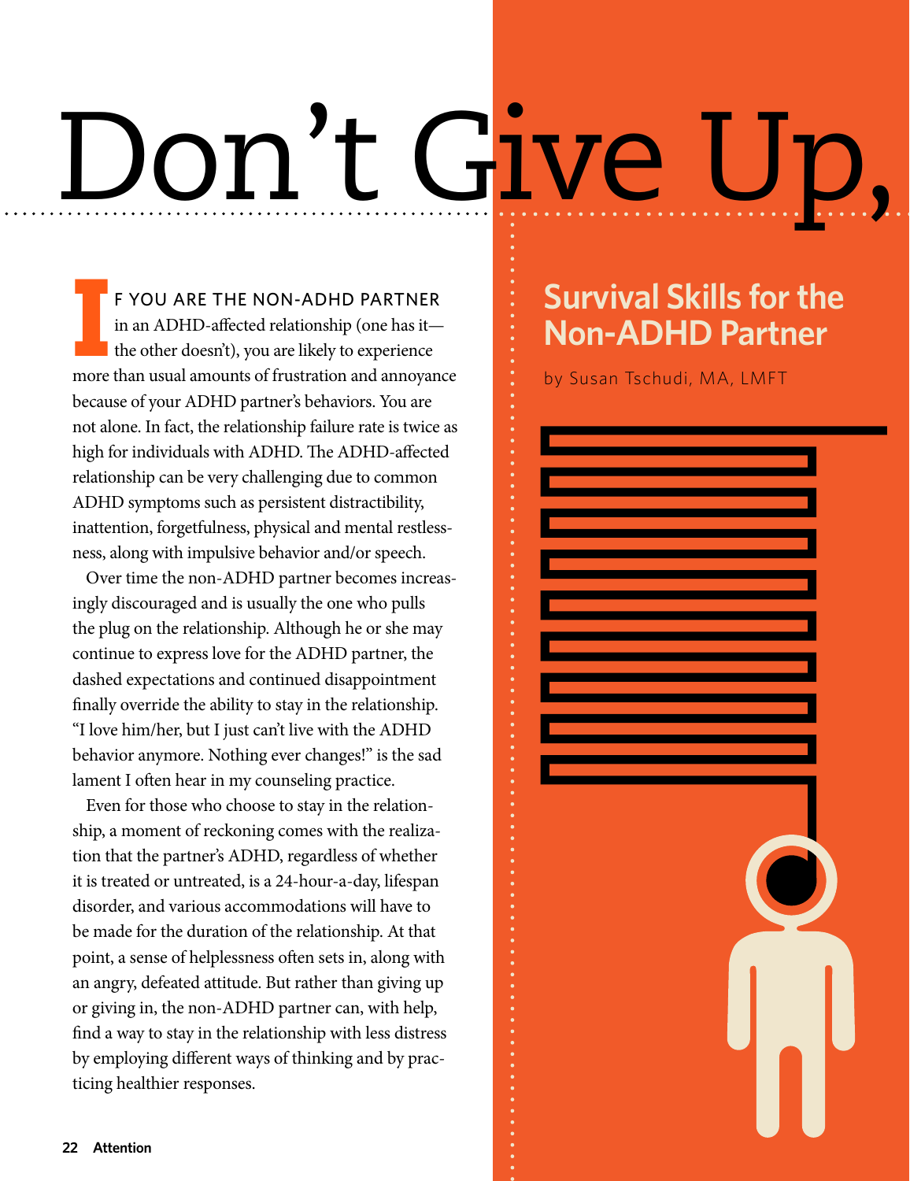# Don't Give Up,

## Survival Skills for the Non-ADHD Partner

by Susan Tschudi, MA, LMFT

IF YOU ARE THE NON-ADHD PARTNER in an ADHD-affected relationship (one has it—the other doesn't), you are likely to experience more than usual amounts of frustration and annoyance because of your ADHD partner's behaviors. You are not alone. In fact, the relationship failure rate is twice as high for individuals with ADHD. The ADHD-affected relationship can be very challenging due to common ADHD symptoms such as persistent distractibility, inattention, forgetfulness, physical and mental restlessness, along with impulsive behavior and/or speech.

Over time the non-ADHD partner becomes increasingly discouraged and is usually the one who pulls the plug on the relationship. Although he or she may continue to express love for the ADHD partner, the dashed expectations and continued disappointment finally override the ability to stay in the relationship. "I love him/her, but I just can't live with the ADHD behavior anymore. Nothing ever changes!" is the sad lament I often hear in my counseling practice.

Even for those who choose to stay in the relationship, a moment of reckoning comes with the realization that the partner's ADHD, regardless of whether it is treated or untreated, is a 24-hour-a-day, lifespan disorder, and various accommodations will have to be made for the duration of the relationship. At that point, a sense of helplessness often sets in, along with an angry, defeated attitude. But rather than giving up or giving in, the non-ADHD partner can, with help, find a way to stay in the relationship with less distress by employing different ways of thinking and by practicing healthier responses.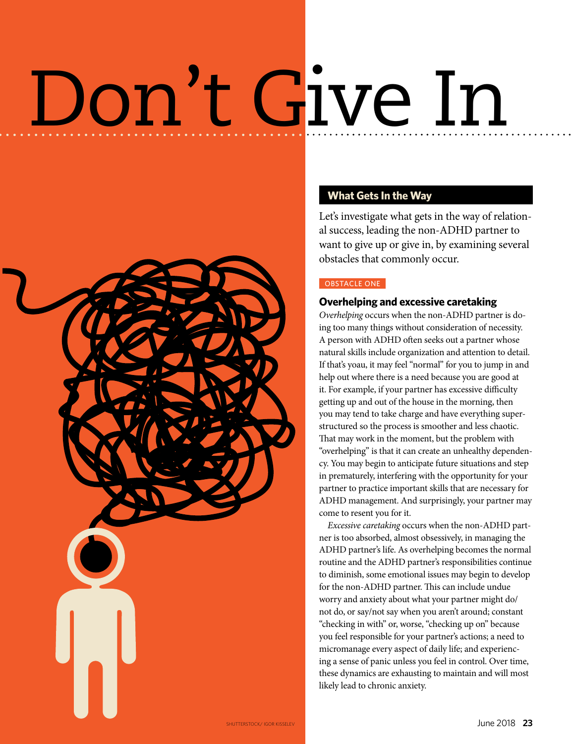# Don't Give In

## What Gets In the Way

Let's investigate what gets in the way of relational success, leading the non-ADHD partner to want to give up or give in, by examining several obstacles that commonly occur.

OBSTACLE ONE

### Overhelping and excessive caretaking

*Overhelping* occurs when the non-ADHD partner is doing too many things without consideration of necessity. A person with ADHD often seeks out a partner whose natural skills include organization and attention to detail. If that's yoau, it may feel "normal" for you to jump in and help out where there is a need because you are good at it. For example, if your partner has excessive difficulty getting up and out of the house in the morning, then you may tend to take charge and have everything superstructured so the process is smoother and less chaotic. That may work in the moment, but the problem with "overhelping" is that it can create an unhealthy dependency. You may begin to anticipate future situations and step in prematurely, interfering with the opportunity for your partner to practice important skills that are necessary for ADHD management. And surprisingly, your partner may come to resent you for it.

*Excessive caretaking* occurs when the non-ADHD partner is too absorbed, almost obsessively, in managing the ADHD partner's life. As overhelping becomes the normal routine and the ADHD partner's responsibilities continue to diminish, some emotional issues may begin to develop for the non-ADHD partner. This can include undue worry and anxiety about what your partner might do/not do, or say/not say when you aren't around; constant "checking in with" or, worse, "checking up on" because you feel responsible for your partner's actions; a need to micromanage every aspect of daily life; and experiencing a sense of panic unless you feel in control. Over time, these dynamics are exhausting to maintain and will most likely lead to chronic anxiety.

SHUTTERSTOCK/ IGOR KISSELEV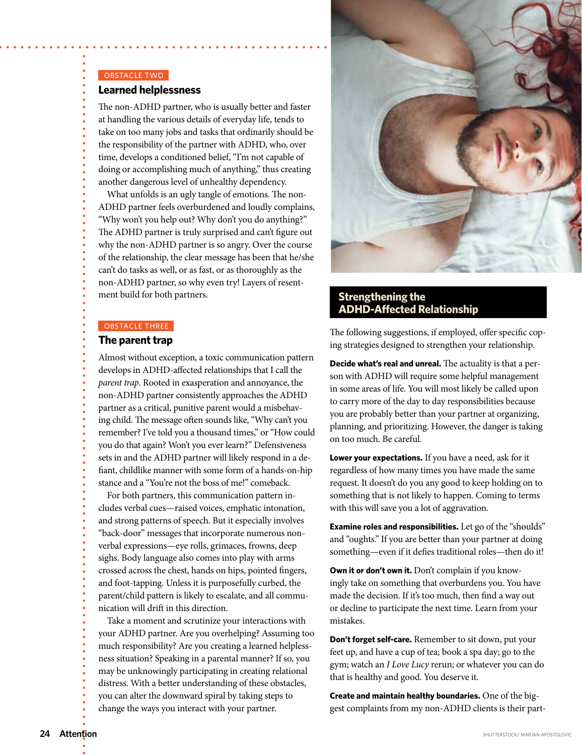OBSTACLE TWO

### Learned helplessness

The non-ADHD partner, who is usually better and faster at handling the various details of everyday life, tends to take on too many jobs and tasks that ordinarily should be the responsibility of the partner with ADHD, who, over time, develops a conditioned belief, "I'm not capable of doing or accomplishing much of anything," thus creating another dangerous level of unhealthy dependency.

What unfolds is an ugly tangle of emotions. The non-ADHD partner feels overburdened and loudly complains, "Why won't you help out? Why don't you do anything?" The ADHD partner is truly surprised and can't figure out why the non-ADHD partner is so angry. Over the course of the relationship, the clear message has been that he/she can't do tasks as well, or as fast, or as thoroughly as the non-ADHD partner, so why even try! Layers of resentment build for both partners.

OBSTACLE THREE

### The parent trap

Almost without exception, a toxic communication pattern develops in ADHD-affected relationships that I call the *parent trap*. Rooted in exasperation and annoyance, the non-ADHD partner consistently approaches the ADHD partner as a critical, punitive parent would a misbehaving child. The message often sounds like, "Why can't you remember? I've told you a thousand times," or "How could you do that again? Won't you ever learn?" Defensiveness sets in and the ADHD partner will likely respond in a defiant, childlike manner with some form of a hands-on-hip stance and a "You're not the boss of me!" comeback.

For both partners, this communication pattern includes verbal cues—raised voices, emphatic intonation, and strong patterns of speech. But it especially involves "back-door" messages that incorporate numerous nonverbal expressions—eye rolls, grimaces, frowns, deep sighs. Body language also comes into play with arms crossed across the chest, hands on hips, pointed fingers, and foot-tapping. Unless it is purposefully curbed, the parent/child pattern is likely to escalate, and all communication will drift in this direction.

Take a moment and scrutinize your interactions with your ADHD partner. Are you overhelping? Assuming too much responsibility? Are you creating a learned helplessness situation? Speaking in a parental manner? If so, you may be unknowingly participating in creating relational distress. With a better understanding of these obstacles, you can alter the downward spiral by taking steps to change the ways you interact with your partner.

## Strengthening the ADHD-Affected Relationship

The following suggestions, if employed, offer specific coping strategies designed to strengthen your relationship.

**Decide what's real and unreal.** The actuality is that a person with ADHD will require some helpful management in some areas of life. You will most likely be called upon to carry more of the day to day responsibilities because you are probably better than your partner at organizing, planning, and prioritizing. However, the danger is taking on too much. Be careful.

**Lower your expectations.** If you have a need, ask for it regardless of how many times you have made the same request. It doesn't do you any good to keep holding on to something that is not likely to happen. Coming to terms with this will save you a lot of aggravation.

**Examine roles and responsibilities.** Let go of the "shoulds" and "oughts." If you are better than your partner at doing something—even if it defies traditional roles—then do it!

**Own it or don't own it.** Don't complain if you knowingly take on something that overburdens you. You have made the decision. If it's too much, then find a way out or decline to participate the next time. Learn from your mistakes.

**Don't forget self-care.** Remember to sit down, put your feet up, and have a cup of tea; book a spa day; go to the gym; watch an *I Love Lucy* rerun; or whatever you can do that is healthy and good. You deserve it.

**Create and maintain healthy boundaries.** One of the biggest complaints from my non-ADHD clients is their part-

SHUTTERSTOCK/ MARJAN APOSTOLOVIC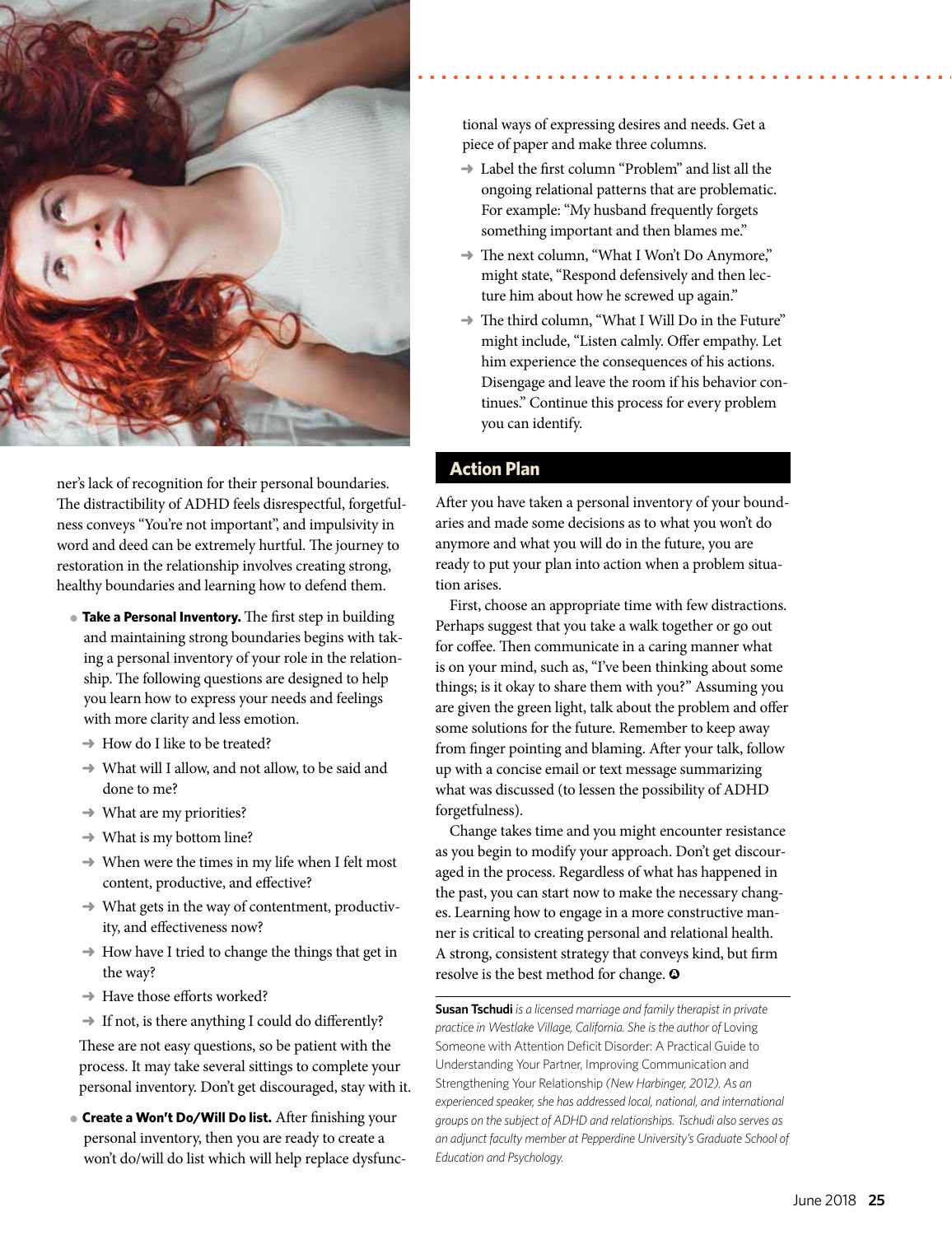ner's lack of recognition for their personal boundaries. The distractibility of ADHD feels disrespectful, forgetfulness conveys "You're not important", and impulsivity in word and deed can be extremely hurtful. The journey to restoration in the relationship involves creating strong, healthy boundaries and learning how to defend them.

- **Take a Personal Inventory.** The first step in building and maintaining strong boundaries begins with taking a personal inventory of your role in the relationship. The following questions are designed to help you learn how to express your needs and feelings with more clarity and less emotion.
  - How do I like to be treated?
  - What will I allow, and not allow, to be said and done to me?
  - What are my priorities?
  - What is my bottom line?
  - When were the times in my life when I felt most content, productive, and effective?
  - What gets in the way of contentment, productivity, and effectiveness now?
  - How have I tried to change the things that get in the way?
  - Have those efforts worked?
  - If not, is there anything I could do differently?

  These are not easy questions, so be patient with the process. It may take several sittings to complete your personal inventory. Don't get discouraged, stay with it.

- **Create a Won't Do/Will Do list.** After finishing your personal inventory, then you are ready to create a won't do/will do list which will help replace dysfunctional ways of expressing desires and needs. Get a piece of paper and make three columns.
  - Label the first column "Problem" and list all the ongoing relational patterns that are problematic. For example: "My husband frequently forgets something important and then blames me."
  - The next column, "What I Won't Do Anymore," might state, "Respond defensively and then lecture him about how he screwed up again."
  - The third column, "What I Will Do in the Future" might include, "Listen calmly. Offer empathy. Let him experience the consequences of his actions. Disengage and leave the room if his behavior continues." Continue this process for every problem you can identify.

## Action Plan

After you have taken a personal inventory of your boundaries and made some decisions as to what you won't do anymore and what you will do in the future, you are ready to put your plan into action when a problem situation arises.

First, choose an appropriate time with few distractions. Perhaps suggest that you take a walk together or go out for coffee. Then communicate in a caring manner what is on your mind, such as, "I've been thinking about some things; is it okay to share them with you?" Assuming you are given the green light, talk about the problem and offer some solutions for the future. Remember to keep away from finger pointing and blaming. After your talk, follow up with a concise email or text message summarizing what was discussed (to lessen the possibility of ADHD forgetfulness).

Change takes time and you might encounter resistance as you begin to modify your approach. Don't get discouraged in the process. Regardless of what has happened in the past, you can start now to make the necessary changes. Learning how to engage in a more constructive manner is critical to creating personal and relational health. A strong, consistent strategy that conveys kind, but firm resolve is the best method for change.

---

**Susan Tschudi** *is a licensed marriage and family therapist in private practice in Westlake Village, California. She is the author of* Loving Someone with Attention Deficit Disorder: A Practical Guide to Understanding Your Partner, Improving Communication and Strengthening Your Relationship *(New Harbinger, 2012). As an experienced speaker, she has addressed local, national, and international groups on the subject of ADHD and relationships. Tschudi also serves as an adjunct faculty member at Pepperdine University's Graduate School of Education and Psychology.*